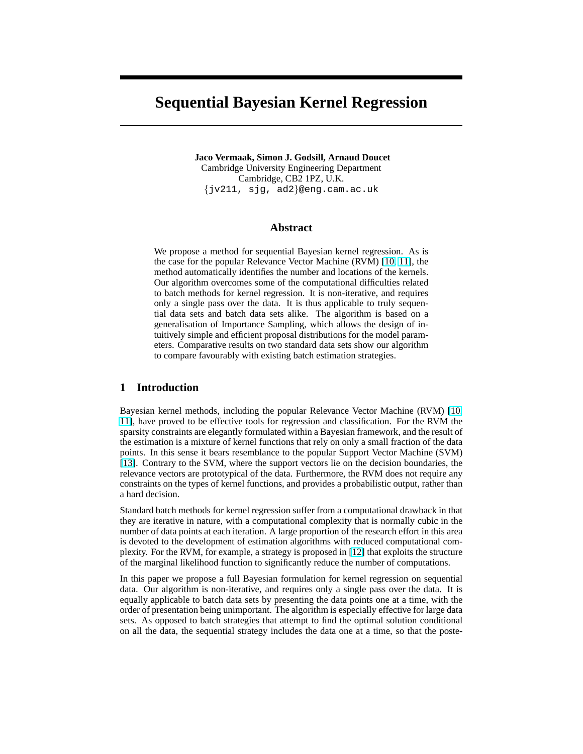# Sequential Bayesian Kernel Regression

**Jaco Vermaak, Simon J. Godsill, Arnaud Doucet**
Cambridge University Engineering Department
Cambridge, CB2 1PZ, U.K.
{jv211, sjg, ad2}@eng.cam.ac.uk

## Abstract

We propose a method for sequential Bayesian kernel regression. As is the case for the popular Relevance Vector Machine (RVM) [10, 11], the method automatically identifies the number and locations of the kernels. Our algorithm overcomes some of the computational difficulties related to batch methods for kernel regression. It is non-iterative, and requires only a single pass over the data. It is thus applicable to truly sequential data sets and batch data sets alike. The algorithm is based on a generalisation of Importance Sampling, which allows the design of intuitively simple and efficient proposal distributions for the model parameters. Comparative results on two standard data sets show our algorithm to compare favourably with existing batch estimation strategies.

## 1 Introduction

Bayesian kernel methods, including the popular Relevance Vector Machine (RVM) [10, 11], have proved to be effective tools for regression and classification. For the RVM the sparsity constraints are elegantly formulated within a Bayesian framework, and the result of the estimation is a mixture of kernel functions that rely on only a small fraction of the data points. In this sense it bears resemblance to the popular Support Vector Machine (SVM) [13]. Contrary to the SVM, where the support vectors lie on the decision boundaries, the relevance vectors are prototypical of the data. Furthermore, the RVM does not require any constraints on the types of kernel functions, and provides a probabilistic output, rather than a hard decision.

Standard batch methods for kernel regression suffer from a computational drawback in that they are iterative in nature, with a computational complexity that is normally cubic in the number of data points at each iteration. A large proportion of the research effort in this area is devoted to the development of estimation algorithms with reduced computational complexity. For the RVM, for example, a strategy is proposed in [12] that exploits the structure of the marginal likelihood function to significantly reduce the number of computations.

In this paper we propose a full Bayesian formulation for kernel regression on sequential data. Our algorithm is non-iterative, and requires only a single pass over the data. It is equally applicable to batch data sets by presenting the data points one at a time, with the order of presentation being unimportant. The algorithm is especially effective for large data sets. As opposed to batch strategies that attempt to find the optimal solution conditional on all the data, the sequential strategy includes the data one at a time, so that the poste-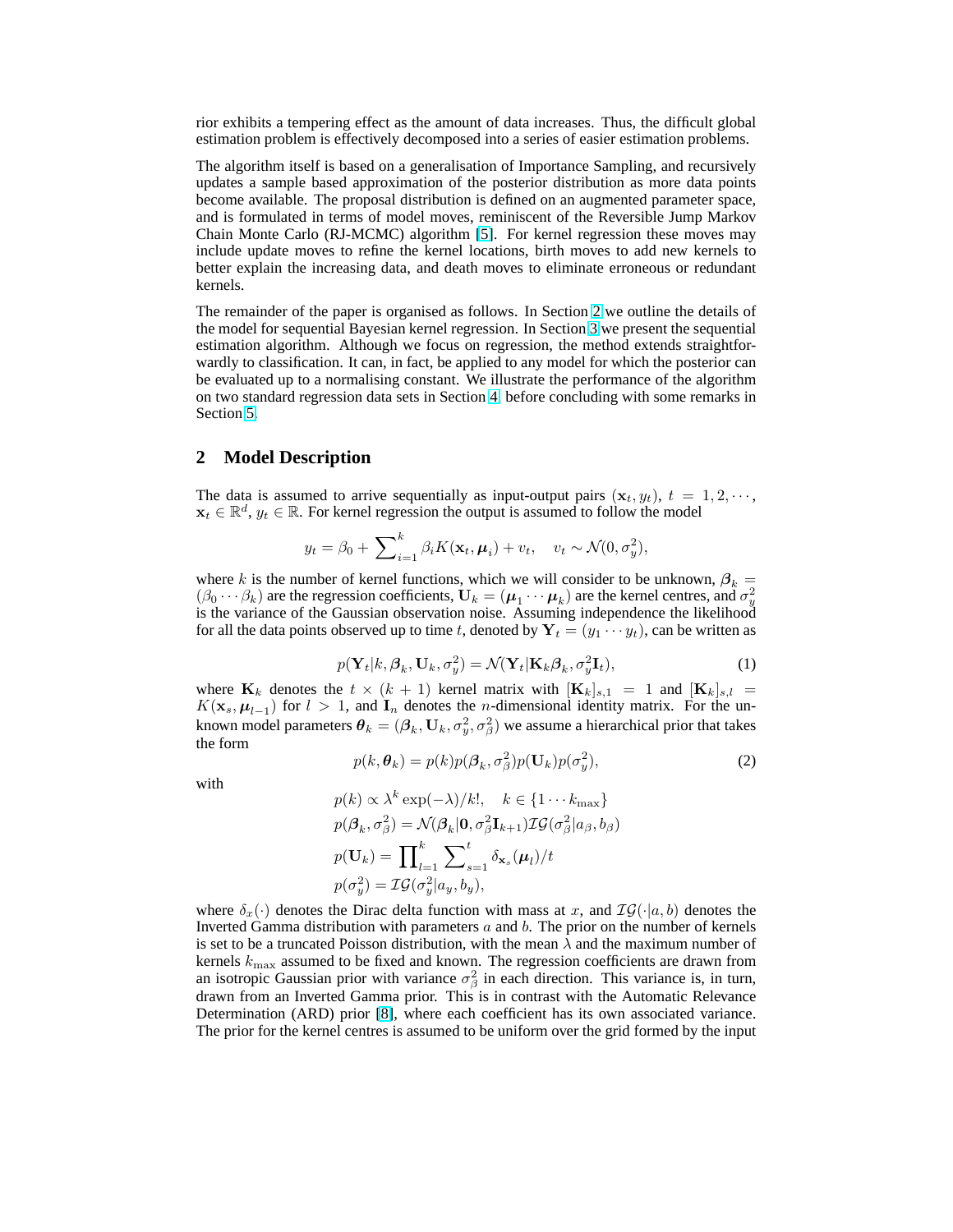rior exhibits a tempering effect as the amount of data increases. Thus, the difficult global estimation problem is effectively decomposed into a series of easier estimation problems.

The algorithm itself is based on a generalisation of Importance Sampling, and recursively updates a sample based approximation of the posterior distribution as more data points become available. The proposal distribution is defined on an augmented parameter space, and is formulated in terms of model moves, reminiscent of the Reversible Jump Markov Chain Monte Carlo (RJ-MCMC) algorithm [5]. For kernel regression these moves may include update moves to refine the kernel locations, birth moves to add new kernels to better explain the increasing data, and death moves to eliminate erroneous or redundant kernels.

The remainder of the paper is organised as follows. In Section 2 we outline the details of the model for sequential Bayesian kernel regression. In Section 3 we present the sequential estimation algorithm. Although we focus on regression, the method extends straightforwardly to classification. It can, in fact, be applied to any model for which the posterior can be evaluated up to a normalising constant. We illustrate the performance of the algorithm on two standard regression data sets in Section 4 before concluding with some remarks in Section 5.

## 2 Model Description

The data is assumed to arrive sequentially as input-output pairs $(\mathbf{x}_t, y_t)$, $t = 1, 2, \cdots$, $\mathbf{x}_t \in \mathbb{R}^d$, $y_t \in \mathbb{R}$. For kernel regression the output is assumed to follow the model

$$y_t = \beta_0 + \sum_{i=1}^{k} \beta_i K(\mathbf{x}_t, \boldsymbol{\mu}_i) + v_t, \quad v_t \sim \mathcal{N}(0, \sigma_y^2),$$

where $k$ is the number of kernel functions, which we will consider to be unknown, $\boldsymbol{\beta}_k = (\beta_0 \cdots \beta_k)$ are the regression coefficients, $\mathbf{U}_k = (\boldsymbol{\mu}_1 \cdots \boldsymbol{\mu}_k)$ are the kernel centres, and $\sigma_y^2$ is the variance of the Gaussian observation noise. Assuming independence the likelihood for all the data points observed up to time $t$, denoted by $\mathbf{Y}_t = (y_1 \cdots y_t)$, can be written as

$$p(\mathbf{Y}_t | k, \boldsymbol{\beta}_k, \mathbf{U}_k, \sigma_y^2) = \mathcal{N}(\mathbf{Y}_t | \mathbf{K}_k \boldsymbol{\beta}_k, \sigma_y^2 \mathbf{I}_t), \tag{1}$$

where $\mathbf{K}_k$ denotes the $t \times (k+1)$ kernel matrix with $[\mathbf{K}_k]_{s,1} = 1$ and $[\mathbf{K}_k]_{s,l} = K(\mathbf{x}_s, \boldsymbol{\mu}_{l-1})$ for $l > 1$, and $\mathbf{I}_n$ denotes the $n$-dimensional identity matrix. For the unknown model parameters $\boldsymbol{\theta}_k = (\boldsymbol{\beta}_k, \mathbf{U}_k, \sigma_y^2, \sigma_\beta^2)$ we assume a hierarchical prior that takes the form

$$p(k, \boldsymbol{\theta}_k) = p(k) p(\boldsymbol{\beta}_k, \sigma_\beta^2) p(\mathbf{U}_k) p(\sigma_y^2), \tag{2}$$

with

$$\begin{aligned}
p(k) &\propto \lambda^k \exp(-\lambda)/k!, \quad k \in \{1 \cdots k_{\max}\} \\
p(\boldsymbol{\beta}_k, \sigma_\beta^2) &= \mathcal{N}(\boldsymbol{\beta}_k | \mathbf{0}, \sigma_\beta^2 \mathbf{I}_{k+1}) \mathcal{IG}(\sigma_\beta^2 | a_\beta, b_\beta) \\
p(\mathbf{U}_k) &= \prod_{l=1}^{k} \sum_{s=1}^{t} \delta_{\mathbf{x}_s}(\boldsymbol{\mu}_l)/t \\
p(\sigma_y^2) &= \mathcal{IG}(\sigma_y^2 | a_y, b_y),
\end{aligned}$$

where $\delta_x(\cdot)$ denotes the Dirac delta function with mass at $x$, and $\mathcal{IG}(\cdot | a, b)$ denotes the Inverted Gamma distribution with parameters $a$ and $b$. The prior on the number of kernels is set to be a truncated Poisson distribution, with the mean $\lambda$ and the maximum number of kernels $k_{\max}$ assumed to be fixed and known. The regression coefficients are drawn from an isotropic Gaussian prior with variance $\sigma_\beta^2$ in each direction. This variance is, in turn, drawn from an Inverted Gamma prior. This is in contrast with the Automatic Relevance Determination (ARD) prior [8], where each coefficient has its own associated variance. The prior for the kernel centres is assumed to be uniform over the grid formed by the input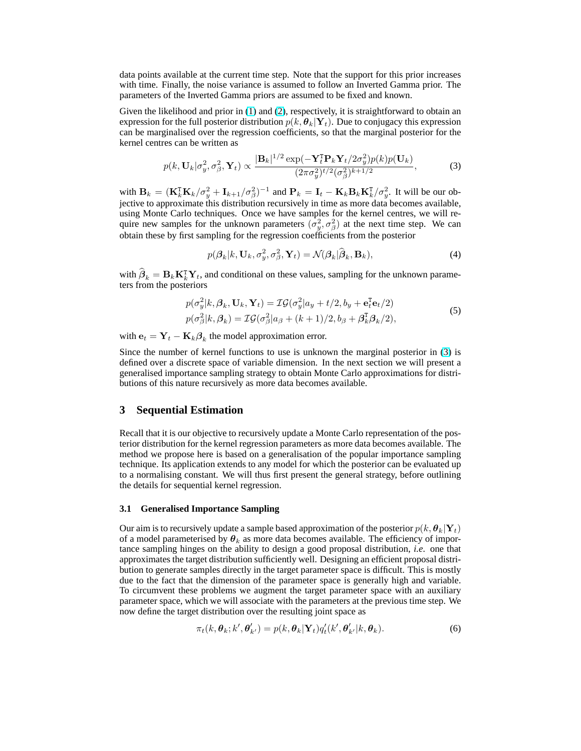data points available at the current time step. Note that the support for this prior increases with time. Finally, the noise variance is assumed to follow an Inverted Gamma prior. The parameters of the Inverted Gamma priors are assumed to be fixed and known.

Given the likelihood and prior in (1) and (2), respectively, it is straightforward to obtain an expression for the full posterior distribution $p(k, \boldsymbol{\theta}_k|\mathbf{Y}_t)$. Due to conjugacy this expression can be marginalised over the regression coefficients, so that the marginal posterior for the kernel centres can be written as

$$p(k, \mathbf{U}_k|\sigma_y^2, \sigma_\beta^2, \mathbf{Y}_t) \propto \frac{|\mathbf{B}_k|^{1/2} \exp(-\mathbf{Y}_t^\intercal \mathbf{P}_k \mathbf{Y}_t / 2\sigma_y^2) p(k) p(\mathbf{U}_k)}{(2\pi\sigma_y^2)^{t/2} (\sigma_\beta^2)^{k+1/2}}, \tag{3}$$

with $\mathbf{B}_k = (\mathbf{K}_k^\intercal \mathbf{K}_k / \sigma_y^2 + \mathbf{I}_{k+1}/\sigma_\beta^2)^{-1}$ and $\mathbf{P}_k = \mathbf{I}_t - \mathbf{K}_k \mathbf{B}_k \mathbf{K}_k^\intercal / \sigma_y^2$. It will be our objective to approximate this distribution recursively in time as more data becomes available, using Monte Carlo techniques. Once we have samples for the kernel centres, we will require new samples for the unknown parameters $(\sigma_y^2, \sigma_\beta^2)$ at the next time step. We can obtain these by first sampling for the regression coefficients from the posterior

$$p(\boldsymbol{\beta}_k|k, \mathbf{U}_k, \sigma_y^2, \sigma_\beta^2, \mathbf{Y}_t) = \mathcal{N}(\boldsymbol{\beta}_k|\widehat{\boldsymbol{\beta}}_k, \mathbf{B}_k), \tag{4}$$

with $\widehat{\boldsymbol{\beta}}_k = \mathbf{B}_k \mathbf{K}_k^\intercal \mathbf{Y}_t$, and conditional on these values, sampling for the unknown parameters from the posteriors

$$\begin{aligned}
p(\sigma_y^2|k, \boldsymbol{\beta}_k, \mathbf{U}_k, \mathbf{Y}_t) &= \mathcal{IG}(\sigma_y^2|a_y + t/2, b_y + \mathbf{e}_t^\intercal \mathbf{e}_t/2) \\
p(\sigma_\beta^2|k, \boldsymbol{\beta}_k) &= \mathcal{IG}(\sigma_\beta^2|a_\beta + (k+1)/2, b_\beta + \boldsymbol{\beta}_k^\intercal \boldsymbol{\beta}_k/2),
\end{aligned} \tag{5}$$

with $\mathbf{e}_t = \mathbf{Y}_t - \mathbf{K}_k \boldsymbol{\beta}_k$ the model approximation error.

Since the number of kernel functions to use is unknown the marginal posterior in (3) is defined over a discrete space of variable dimension. In the next section we will present a generalised importance sampling strategy to obtain Monte Carlo approximations for distributions of this nature recursively as more data becomes available.

## 3 Sequential Estimation

Recall that it is our objective to recursively update a Monte Carlo representation of the posterior distribution for the kernel regression parameters as more data becomes available. The method we propose here is based on a generalisation of the popular importance sampling technique. Its application extends to any model for which the posterior can be evaluated up to a normalising constant. We will thus first present the general strategy, before outlining the details for sequential kernel regression.

### 3.1 Generalised Importance Sampling

Our aim is to recursively update a sample based approximation of the posterior $p(k, \boldsymbol{\theta}_k|\mathbf{Y}_t)$ of a model parameterised by $\boldsymbol{\theta}_k$ as more data becomes available. The efficiency of importance sampling hinges on the ability to design a good proposal distribution, *i.e.* one that approximates the target distribution sufficiently well. Designing an efficient proposal distribution to generate samples directly in the target parameter space is difficult. This is mostly due to the fact that the dimension of the parameter space is generally high and variable. To circumvent these problems we augment the target parameter space with an auxiliary parameter space, which we will associate with the parameters at the previous time step. We now define the target distribution over the resulting joint space as

$$\pi_t(k, \boldsymbol{\theta}_k; k', \boldsymbol{\theta}'_{k'}) = p(k, \boldsymbol{\theta}_k|\mathbf{Y}_t) q'_t(k', \boldsymbol{\theta}'_{k'}|k, \boldsymbol{\theta}_k). \tag{6}$$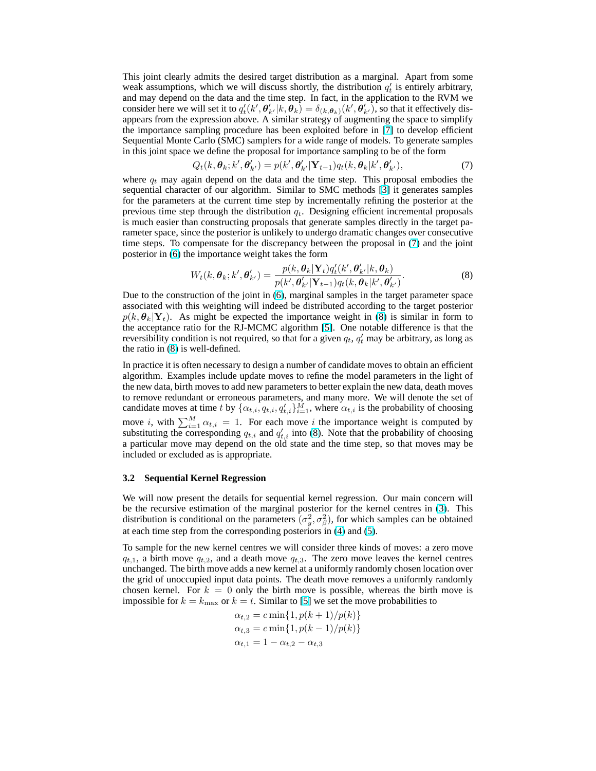This joint clearly admits the desired target distribution as a marginal. Apart from some weak assumptions, which we will discuss shortly, the distribution $q'_t$ is entirely arbitrary, and may depend on the data and the time step. In fact, in the application to the RVM we consider here we will set it to $q'_t(k', \boldsymbol{\theta}'_{k'}|k, \boldsymbol{\theta}_k) = \delta_{(k,\boldsymbol{\theta}_k)}(k', \boldsymbol{\theta}'_{k'})$, so that it effectively disappears from the expression above. A similar strategy of augmenting the space to simplify the importance sampling procedure has been exploited before in [7] to develop efficient Sequential Monte Carlo (SMC) samplers for a wide range of models. To generate samples in this joint space we define the proposal for importance sampling to be of the form

$$Q_t(k, \boldsymbol{\theta}_k; k', \boldsymbol{\theta}'_{k'}) = p(k', \boldsymbol{\theta}'_{k'}|\mathbf{Y}_{t-1})q_t(k, \boldsymbol{\theta}_k|k', \boldsymbol{\theta}'_{k'}), \tag{7}$$

where $q_t$ may again depend on the data and the time step. This proposal embodies the sequential character of our algorithm. Similar to SMC methods [3] it generates samples for the parameters at the current time step by incrementally refining the posterior at the previous time step through the distribution $q_t$. Designing efficient incremental proposals is much easier than constructing proposals that generate samples directly in the target parameter space, since the posterior is unlikely to undergo dramatic changes over consecutive time steps. To compensate for the discrepancy between the proposal in (7) and the joint posterior in (6) the importance weight takes the form

$$W_t(k, \boldsymbol{\theta}_k; k', \boldsymbol{\theta}'_{k'}) = \frac{p(k, \boldsymbol{\theta}_k|\mathbf{Y}_t)q'_t(k', \boldsymbol{\theta}'_{k'}|k, \boldsymbol{\theta}_k)}{p(k', \boldsymbol{\theta}'_{k'}|\mathbf{Y}_{t-1})q_t(k, \boldsymbol{\theta}_k|k', \boldsymbol{\theta}'_{k'})}. \tag{8}$$

Due to the construction of the joint in (6), marginal samples in the target parameter space associated with this weighting will indeed be distributed according to the target posterior $p(k, \boldsymbol{\theta}_k|\mathbf{Y}_t)$. As might be expected the importance weight in (8) is similar in form to the acceptance ratio for the RJ-MCMC algorithm [5]. One notable difference is that the reversibility condition is not required, so that for a given $q_t$, $q'_t$ may be arbitrary, as long as the ratio in (8) is well-defined.

In practice it is often necessary to design a number of candidate moves to obtain an efficient algorithm. Examples include update moves to refine the model parameters in the light of the new data, birth moves to add new parameters to better explain the new data, death moves to remove redundant or erroneous parameters, and many more. We will denote the set of candidate moves at time $t$ by $\{\alpha_{t,i}, q_{t,i}, q'_{t,i}\}_{i=1}^{M}$, where $\alpha_{t,i}$ is the probability of choosing move $i$, with $\sum_{i=1}^{M} \alpha_{t,i} = 1$. For each move $i$ the importance weight is computed by substituting the corresponding $q_{t,i}$ and $q'_{t,i}$ into (8). Note that the probability of choosing a particular move may depend on the old state and the time step, so that moves may be included or excluded as is appropriate.

### 3.2 Sequential Kernel Regression

We will now present the details for sequential kernel regression. Our main concern will be the recursive estimation of the marginal posterior for the kernel centres in (3). This distribution is conditional on the parameters $(\sigma_y^2, \sigma_\beta^2)$, for which samples can be obtained at each time step from the corresponding posteriors in (4) and (5).

To sample for the new kernel centres we will consider three kinds of moves: a zero move $q_{t,1}$, a birth move $q_{t,2}$, and a death move $q_{t,3}$. The zero move leaves the kernel centres unchanged. The birth move adds a new kernel at a uniformly randomly chosen location over the grid of unoccupied input data points. The death move removes a uniformly randomly chosen kernel. For $k = 0$ only the birth move is possible, whereas the birth move is impossible for $k = k_{\max}$ or $k = t$. Similar to [5] we set the move probabilities to

$$\alpha_{t,2} = c \min\{1, p(k+1)/p(k)\}$$
$$\alpha_{t,3} = c \min\{1, p(k-1)/p(k)\}$$
$$\alpha_{t,1} = 1 - \alpha_{t,2} - \alpha_{t,3}$$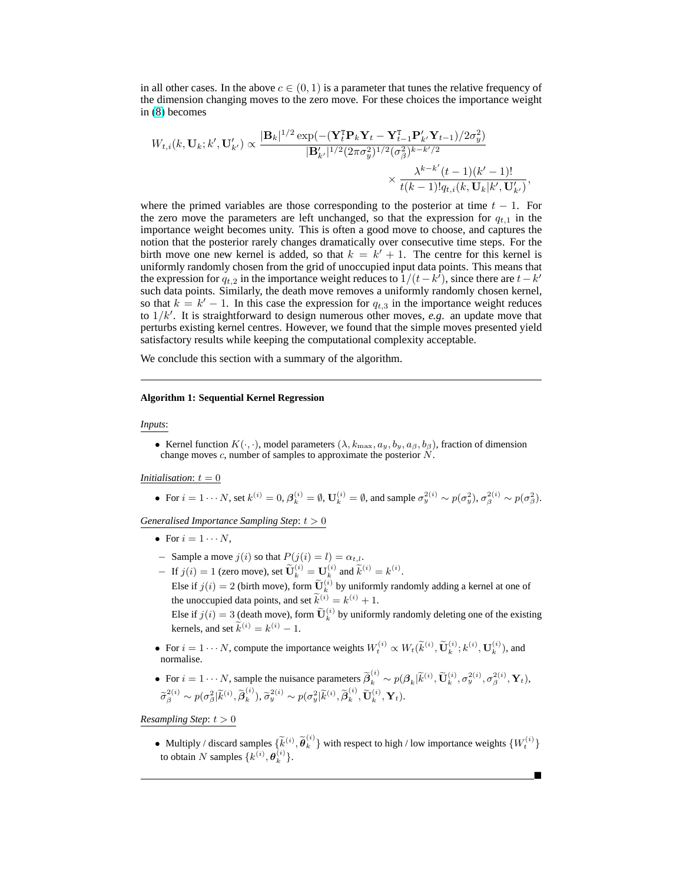in all other cases. In the above $c \in (0,1)$ is a parameter that tunes the relative frequency of the dimension changing moves to the zero move. For these choices the importance weight in (8) becomes

$$W_{t,i}(k, \mathbf{U}_k; k', \mathbf{U}'_{k'}) \propto \frac{|\mathbf{B}_k|^{1/2} \exp(-(\mathbf{Y}_t^{\mathsf{T}} \mathbf{P}_k \mathbf{Y}_t - \mathbf{Y}_{t-1}^{\mathsf{T}} \mathbf{P}'_{k'} \mathbf{Y}_{t-1})/2\sigma_y^2)}{|\mathbf{B}'_{k'}|^{1/2} (2\pi\sigma_y^2)^{1/2} (\sigma_\beta^2)^{k-k'/2}} \times \frac{\lambda^{k-k'}(t-1)(k'-1)!}{t(k-1)! q_{t,i}(k, \mathbf{U}_k | k', \mathbf{U}'_{k'})},$$

where the primed variables are those corresponding to the posterior at time $t-1$. For the zero move the parameters are left unchanged, so that the expression for $q_{t,1}$ in the importance weight becomes unity. This is often a good move to choose, and captures the notion that the posterior rarely changes dramatically over consecutive time steps. For the birth move one new kernel is added, so that $k = k' + 1$. The centre for this kernel is uniformly randomly chosen from the grid of unoccupied input data points. This means that the expression for $q_{t,2}$ in the importance weight reduces to $1/(t-k')$, since there are $t-k'$ such data points. Similarly, the death move removes a uniformly randomly chosen kernel, so that $k = k' - 1$. In this case the expression for $q_{t,3}$ in the importance weight reduces to $1/k'$. It is straightforward to design numerous other moves, *e.g*. an update move that perturbs existing kernel centres. However, we found that the simple moves presented yield satisfactory results while keeping the computational complexity acceptable.

We conclude this section with a summary of the algorithm.

---

**Algorithm 1: Sequential Kernel Regression**

*Inputs*:

- Kernel function $K(\cdot,\cdot)$, model parameters $(\lambda, k_{\max}, a_y, b_y, a_\beta, b_\beta)$, fraction of dimension change moves $c$, number of samples to approximate the posterior $N$.

*Initialisation*: $t = 0$

- For $i = 1 \cdots N$, set $k^{(i)} = 0$, $\boldsymbol{\beta}_k^{(i)} = \emptyset$, $\mathbf{U}_k^{(i)} = \emptyset$, and sample $\sigma_y^{2(i)} \sim p(\sigma_y^2)$, $\sigma_\beta^{2(i)} \sim p(\sigma_\beta^2)$.

*Generalised Importance Sampling Step*: $t > 0$

- For $i = 1 \cdots N$,
  - Sample a move $j(i)$ so that $P(j(i) = l) = \alpha_{t,l}$.
  - If $j(i) = 1$ (zero move), set $\widetilde{\mathbf{U}}_k^{(i)} = \mathbf{U}_k^{(i)}$ and $\widetilde{k}^{(i)} = k^{(i)}$.
    Else if $j(i) = 2$ (birth move), form $\widetilde{\mathbf{U}}_k^{(i)}$ by uniformly randomly adding a kernel at one of the unoccupied data points, and set $\widetilde{k}^{(i)} = k^{(i)} + 1$.
    Else if $j(i) = 3$ (death move), form $\widetilde{\mathbf{U}}_k^{(i)}$ by uniformly randomly deleting one of the existing kernels, and set $\widetilde{k}^{(i)} = k^{(i)} - 1$.
- For $i = 1 \cdots N$, compute the importance weights $W_t^{(i)} \propto W_t(\widetilde{k}^{(i)}, \widetilde{\mathbf{U}}_k^{(i)}; k^{(i)}, \mathbf{U}_k^{(i)})$, and normalise.
- For $i = 1 \cdots N$, sample the nuisance parameters $\widetilde{\boldsymbol{\beta}}_k^{(i)} \sim p(\boldsymbol{\beta}_k | \widetilde{k}^{(i)}, \widetilde{\mathbf{U}}_k^{(i)}, \sigma_y^{2(i)}, \sigma_\beta^{2(i)}, \mathbf{Y}_t)$, $\widetilde{\sigma}_\beta^{2(i)} \sim p(\sigma_\beta^2 | \widetilde{k}^{(i)}, \widetilde{\boldsymbol{\beta}}_k^{(i)})$, $\widetilde{\sigma}_y^{2(i)} \sim p(\sigma_y^2 | \widetilde{k}^{(i)}, \widetilde{\boldsymbol{\beta}}_k^{(i)}, \widetilde{\mathbf{U}}_k^{(i)}, \mathbf{Y}_t)$.

*Resampling Step*: $t > 0$

- Multiply / discard samples $\{\widetilde{k}^{(i)}, \widetilde{\boldsymbol{\theta}}_k^{(i)}\}$ with respect to high / low importance weights $\{W_t^{(i)}\}$ to obtain $N$ samples $\{k^{(i)}, \boldsymbol{\theta}_k^{(i)}\}$.

---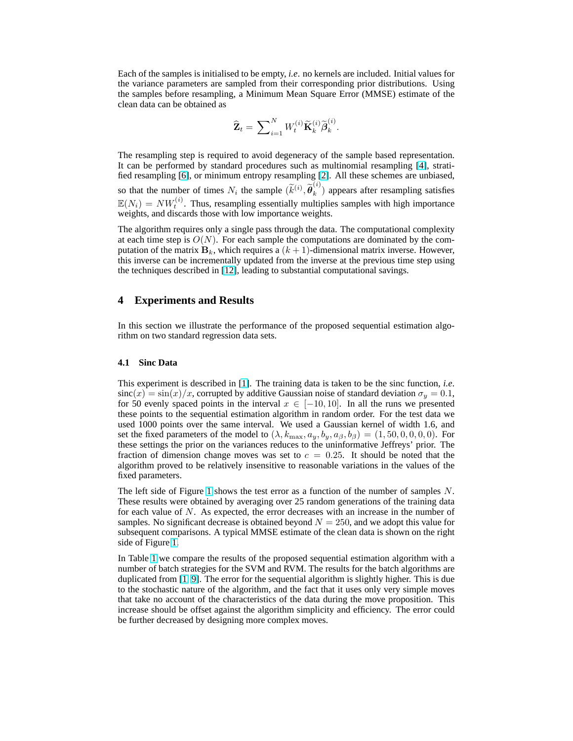Each of the samples is initialised to be empty, *i.e.* no kernels are included. Initial values for the variance parameters are sampled from their corresponding prior distributions. Using the samples before resampling, a Minimum Mean Square Error (MMSE) estimate of the clean data can be obtained as

$$\widehat{\mathbf{Z}}_t = \sum_{i=1}^{N} W_t^{(i)} \widetilde{\mathbf{K}}_k^{(i)} \widetilde{\boldsymbol{\beta}}_k^{(i)}.$$

The resampling step is required to avoid degeneracy of the sample based representation. It can be performed by standard procedures such as multinomial resampling [4], stratified resampling [6], or minimum entropy resampling [2]. All these schemes are unbiased, so that the number of times $N_i$ the sample $(\widetilde{k}^{(i)}, \widetilde{\boldsymbol{\theta}}_k^{(i)})$ appears after resampling satisfies $\mathbb{E}(N_i) = NW_t^{(i)}$. Thus, resampling essentially multiplies samples with high importance weights, and discards those with low importance weights.

The algorithm requires only a single pass through the data. The computational complexity at each time step is $O(N)$. For each sample the computations are dominated by the computation of the matrix $\mathbf{B}_k$, which requires a $(k+1)$-dimensional matrix inverse. However, this inverse can be incrementally updated from the inverse at the previous time step using the techniques described in [12], leading to substantial computational savings.

## 4 Experiments and Results

In this section we illustrate the performance of the proposed sequential estimation algorithm on two standard regression data sets.

### 4.1 Sinc Data

This experiment is described in [1]. The training data is taken to be the sinc function, *i.e.* $\text{sinc}(x) = \sin(x)/x$, corrupted by additive Gaussian noise of standard deviation $\sigma_y = 0.1$, for 50 evenly spaced points in the interval $x \in [-10, 10]$. In all the runs we presented these points to the sequential estimation algorithm in random order. For the test data we used 1000 points over the same interval. We used a Gaussian kernel of width 1.6, and set the fixed parameters of the model to $(\lambda, k_{\max}, a_y, b_y, a_\beta, b_\beta) = (1, 50, 0, 0, 0, 0)$. For these settings the prior on the variances reduces to the uninformative Jeffreys' prior. The fraction of dimension change moves was set to $c = 0.25$. It should be noted that the algorithm proved to be relatively insensitive to reasonable variations in the values of the fixed parameters.

The left side of Figure 1 shows the test error as a function of the number of samples $N$. These results were obtained by averaging over 25 random generations of the training data for each value of $N$. As expected, the error decreases with an increase in the number of samples. No significant decrease is obtained beyond $N = 250$, and we adopt this value for subsequent comparisons. A typical MMSE estimate of the clean data is shown on the right side of Figure 1.

In Table 1 we compare the results of the proposed sequential estimation algorithm with a number of batch strategies for the SVM and RVM. The results for the batch algorithms are duplicated from [1, 9]. The error for the sequential algorithm is slightly higher. This is due to the stochastic nature of the algorithm, and the fact that it uses only very simple moves that take no account of the characteristics of the data during the move proposition. This increase should be offset against the algorithm simplicity and efficiency. The error could be further decreased by designing more complex moves.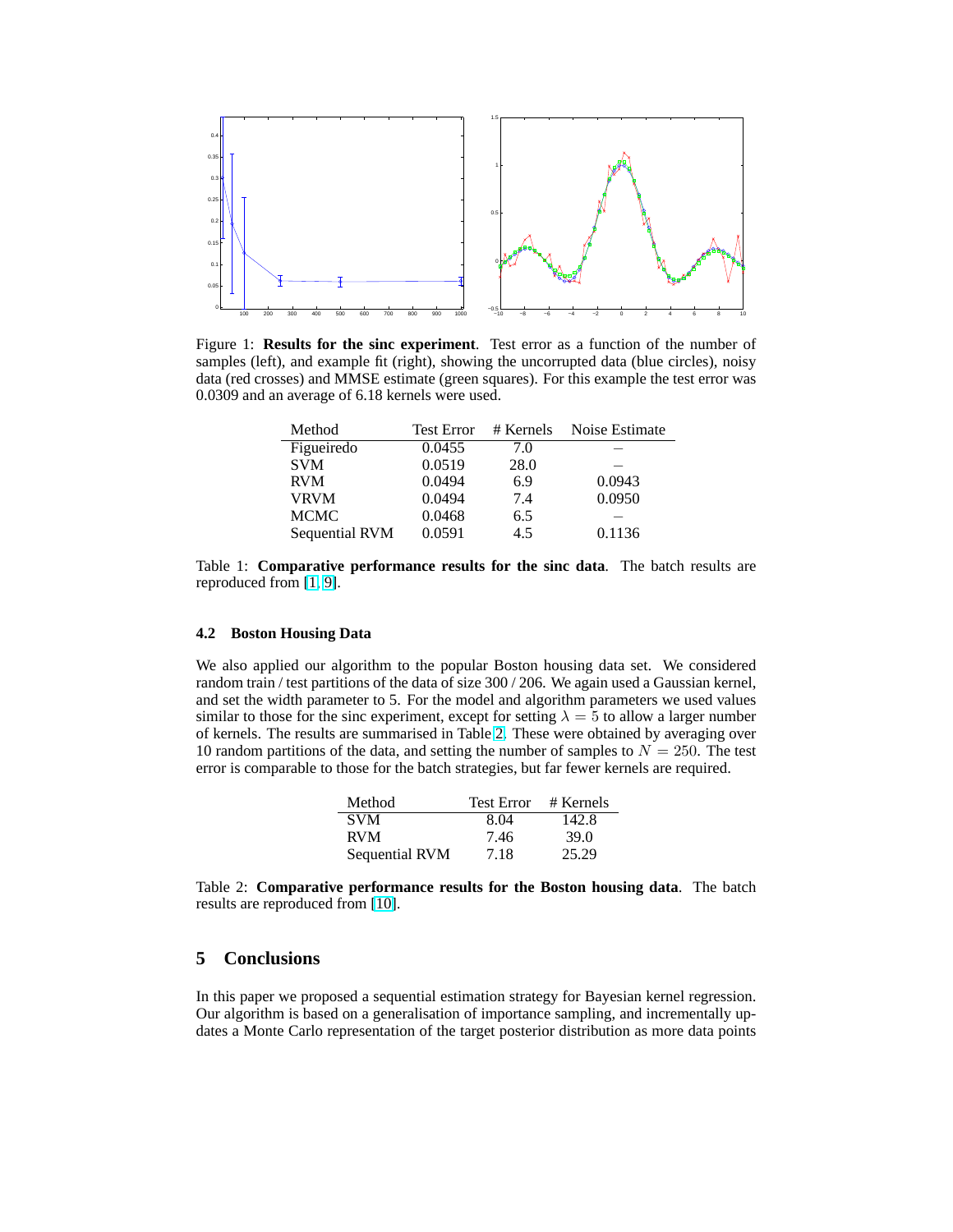Figure 1: **Results for the sinc experiment**. Test error as a function of the number of samples (left), and example fit (right), showing the uncorrupted data (blue circles), noisy data (red crosses) and MMSE estimate (green squares). For this example the test error was 0.0309 and an average of 6.18 kernels were used.

| Method | Test Error | # Kernels | Noise Estimate |
|---|---|---|---|
| Figueiredo | 0.0455 | 7.0 | – |
| SVM | 0.0519 | 28.0 | – |
| RVM | 0.0494 | 6.9 | 0.0943 |
| VRVM | 0.0494 | 7.4 | 0.0950 |
| MCMC | 0.0468 | 6.5 | – |
| Sequential RVM | 0.0591 | 4.5 | 0.1136 |

Table 1: **Comparative performance results for the sinc data**. The batch results are reproduced from [1, 9].

### 4.2 Boston Housing Data

We also applied our algorithm to the popular Boston housing data set. We considered random train / test partitions of the data of size 300 / 206. We again used a Gaussian kernel, and set the width parameter to 5. For the model and algorithm parameters we used values similar to those for the sinc experiment, except for setting $\lambda = 5$ to allow a larger number of kernels. The results are summarised in Table 2. These were obtained by averaging over 10 random partitions of the data, and setting the number of samples to $N = 250$. The test error is comparable to those for the batch strategies, but far fewer kernels are required.

| Method | Test Error | # Kernels |
|---|---|---|
| SVM | 8.04 | 142.8 |
| RVM | 7.46 | 39.0 |
| Sequential RVM | 7.18 | 25.29 |

Table 2: **Comparative performance results for the Boston housing data**. The batch results are reproduced from [10].

## 5 Conclusions

In this paper we proposed a sequential estimation strategy for Bayesian kernel regression. Our algorithm is based on a generalisation of importance sampling, and incrementally updates a Monte Carlo representation of the target posterior distribution as more data points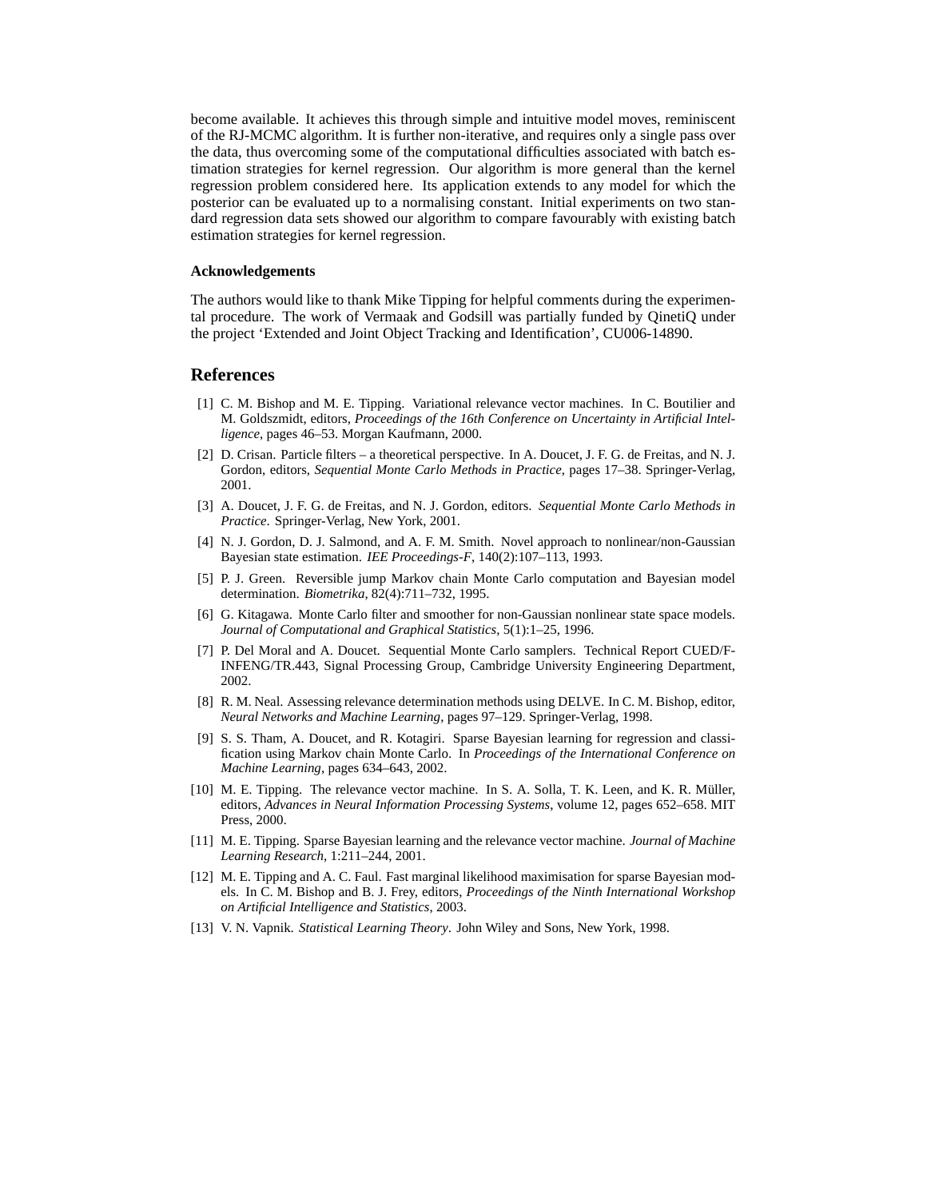become available. It achieves this through simple and intuitive model moves, reminiscent of the RJ-MCMC algorithm. It is further non-iterative, and requires only a single pass over the data, thus overcoming some of the computational difficulties associated with batch estimation strategies for kernel regression. Our algorithm is more general than the kernel regression problem considered here. Its application extends to any model for which the posterior can be evaluated up to a normalising constant. Initial experiments on two standard regression data sets showed our algorithm to compare favourably with existing batch estimation strategies for kernel regression.

### Acknowledgements

The authors would like to thank Mike Tipping for helpful comments during the experimental procedure. The work of Vermaak and Godsill was partially funded by QinetiQ under the project 'Extended and Joint Object Tracking and Identification', CU006-14890.

## References

[1] C. M. Bishop and M. E. Tipping. Variational relevance vector machines. In C. Boutilier and M. Goldszmidt, editors, *Proceedings of the 16th Conference on Uncertainty in Artificial Intelligence*, pages 46–53. Morgan Kaufmann, 2000.

[2] D. Crisan. Particle filters – a theoretical perspective. In A. Doucet, J. F. G. de Freitas, and N. J. Gordon, editors, *Sequential Monte Carlo Methods in Practice*, pages 17–38. Springer-Verlag, 2001.

[3] A. Doucet, J. F. G. de Freitas, and N. J. Gordon, editors. *Sequential Monte Carlo Methods in Practice*. Springer-Verlag, New York, 2001.

[4] N. J. Gordon, D. J. Salmond, and A. F. M. Smith. Novel approach to nonlinear/non-Gaussian Bayesian state estimation. *IEE Proceedings-F*, 140(2):107–113, 1993.

[5] P. J. Green. Reversible jump Markov chain Monte Carlo computation and Bayesian model determination. *Biometrika*, 82(4):711–732, 1995.

[6] G. Kitagawa. Monte Carlo filter and smoother for non-Gaussian nonlinear state space models. *Journal of Computational and Graphical Statistics*, 5(1):1–25, 1996.

[7] P. Del Moral and A. Doucet. Sequential Monte Carlo samplers. Technical Report CUED/F-INFENG/TR.443, Signal Processing Group, Cambridge University Engineering Department, 2002.

[8] R. M. Neal. Assessing relevance determination methods using DELVE. In C. M. Bishop, editor, *Neural Networks and Machine Learning*, pages 97–129. Springer-Verlag, 1998.

[9] S. S. Tham, A. Doucet, and R. Kotagiri. Sparse Bayesian learning for regression and classification using Markov chain Monte Carlo. In *Proceedings of the International Conference on Machine Learning*, pages 634–643, 2002.

[10] M. E. Tipping. The relevance vector machine. In S. A. Solla, T. K. Leen, and K. R. Müller, editors, *Advances in Neural Information Processing Systems*, volume 12, pages 652–658. MIT Press, 2000.

[11] M. E. Tipping. Sparse Bayesian learning and the relevance vector machine. *Journal of Machine Learning Research*, 1:211–244, 2001.

[12] M. E. Tipping and A. C. Faul. Fast marginal likelihood maximisation for sparse Bayesian models. In C. M. Bishop and B. J. Frey, editors, *Proceedings of the Ninth International Workshop on Artificial Intelligence and Statistics*, 2003.

[13] V. N. Vapnik. *Statistical Learning Theory*. John Wiley and Sons, New York, 1998.